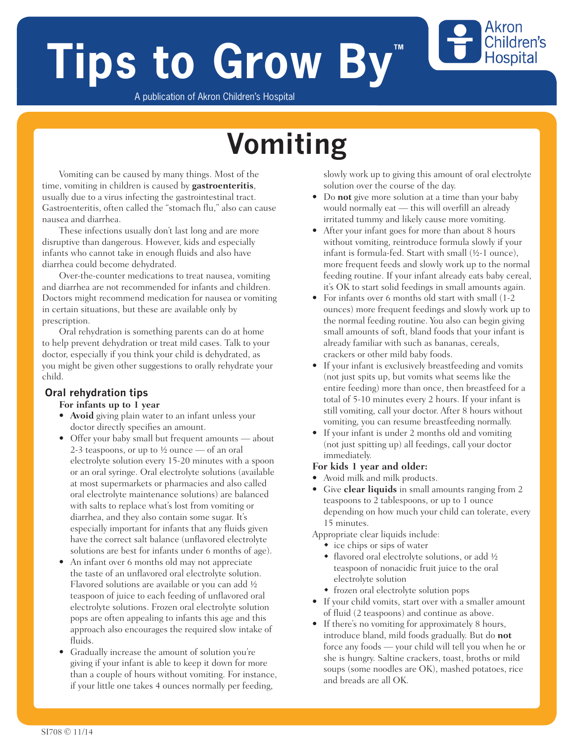# Tips to Grow By™

A publication of Akron Children's Hospital

Akron Children's Hospital

## Vomiting

Vomiting can be caused by many things. Most of the time, vomiting in children is caused by **gastroenteritis**, usually due to a virus infecting the gastrointestinal tract. Gastroenteritis, often called the "stomach flu," also can cause nausea and diarrhea.

These infections usually don't last long and are more disruptive than dangerous. However, kids and especially infants who cannot take in enough fluids and also have diarrhea could become dehydrated.

Over-the-counter medications to treat nausea, vomiting and diarrhea are not recommended for infants and children. Doctors might recommend medication for nausea or vomiting in certain situations, but these are available only by prescription.

Oral rehydration is something parents can do at home to help prevent dehydration or treat mild cases. Talk to your doctor, especially if you think your child is dehydrated, as you might be given other suggestions to orally rehydrate your child.

### Oral rehydration tips

**For infants up to 1 year**

- **Avoid** giving plain water to an infant unless your doctor directly specifies an amount.
- Offer your baby small but frequent amounts — about 2-3 teaspoons, or up to ½ ounce — of an oral electrolyte solution every 15-20 minutes with a spoon or an oral syringe. Oral electrolyte solutions (available at most supermarkets or pharmacies and also called oral electrolyte maintenance solutions) are balanced with salts to replace what's lost from vomiting or diarrhea, and they also contain some sugar. It's especially important for infants that any fluids given have the correct salt balance (unflavored electrolyte solutions are best for infants under 6 months of age).
- An infant over 6 months old may not appreciate the taste of an unflavored oral electrolyte solution. Flavored solutions are available or you can add ½ teaspoon of juice to each feeding of unflavored oral electrolyte solutions. Frozen oral electrolyte solution pops are often appealing to infants this age and this approach also encourages the required slow intake of fluids.
- Gradually increase the amount of solution you're giving if your infant is able to keep it down for more than a couple of hours without vomiting. For instance, if your little one takes 4 ounces normally per feeding, slowly work up to giving this amount of oral electrolyte solution over the course of the day.
- Do **not** give more solution at a time than your baby would normally eat — this will overfill an already irritated tummy and likely cause more vomiting.
- After your infant goes for more than about 8 hours without vomiting, reintroduce formula slowly if your infant is formula-fed. Start with small (½-1 ounce), more frequent feeds and slowly work up to the normal feeding routine. If your infant already eats baby cereal, it's OK to start solid feedings in small amounts again.
- For infants over 6 months old start with small (1-2 ounces) more frequent feedings and slowly work up to the normal feeding routine. You also can begin giving small amounts of soft, bland foods that your infant is already familiar with such as bananas, cereals, crackers or other mild baby foods.
- If your infant is exclusively breastfeeding and vomits (not just spits up, but vomits what seems like the entire feeding) more than once, then breastfeed for a total of 5-10 minutes every 2 hours. If your infant is still vomiting, call your doctor. After 8 hours without vomiting, you can resume breastfeeding normally.
- If your infant is under 2 months old and vomiting (not just spitting up) all feedings, call your doctor immediately.

**For kids 1 year and older:**

- Avoid milk and milk products.
- Give **clear liquids** in small amounts ranging from 2 teaspoons to 2 tablespoons, or up to 1 ounce depending on how much your child can tolerate, every 15 minutes.

Appropriate clear liquids include:

- ice chips or sips of water
- flavored oral electrolyte solutions, or add ½ teaspoon of nonacidic fruit juice to the oral electrolyte solution
- frozen oral electrolyte solution pops

- If your child vomits, start over with a smaller amount of fluid (2 teaspoons) and continue as above.
- If there's no vomiting for approximately 8 hours, introduce bland, mild foods gradually. But do **not** force any foods — your child will tell you when he or she is hungry. Saltine crackers, toast, broths or mild soups (some noodles are OK), mashed potatoes, rice and breads are all OK.

SI708 © 11/14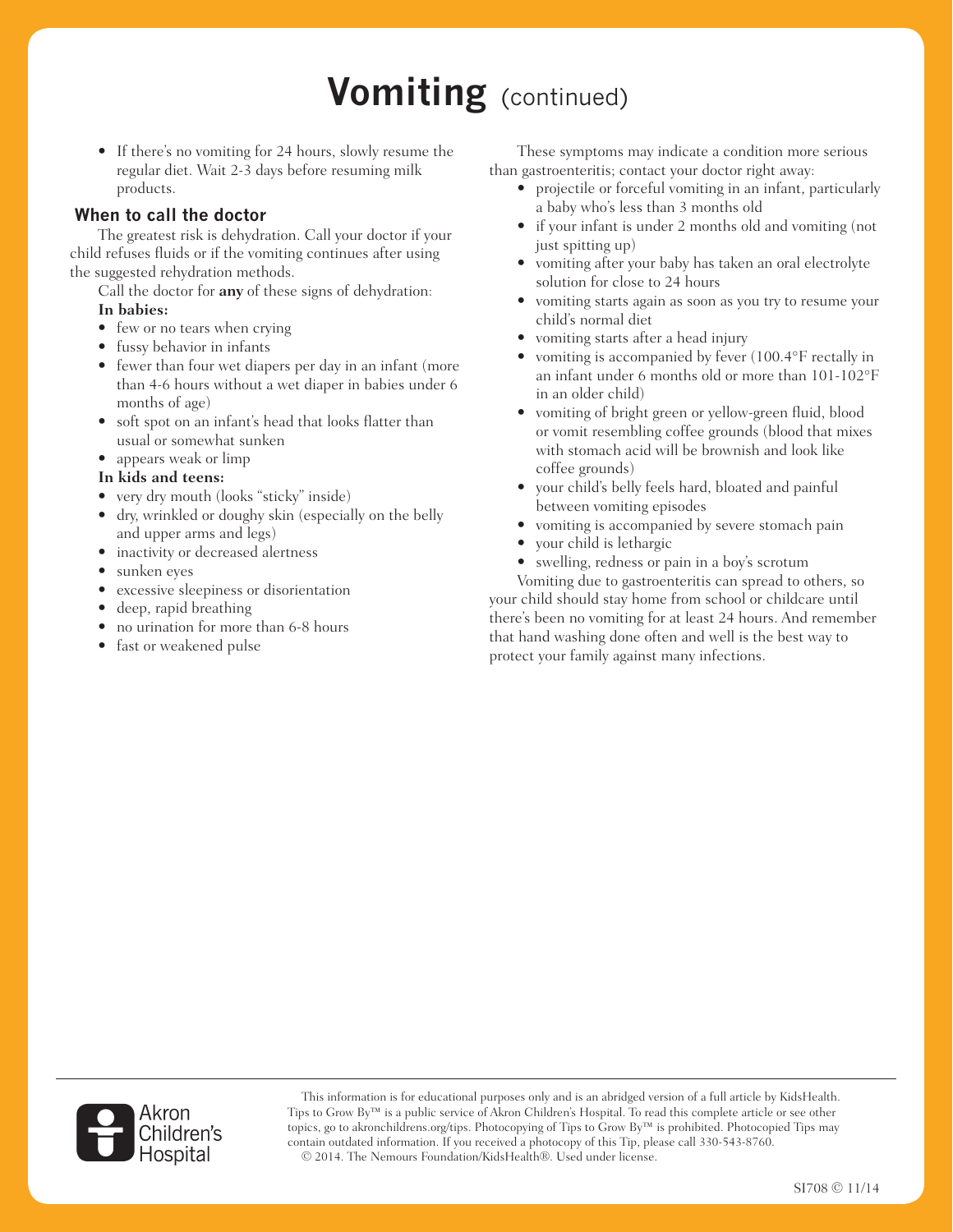# Vomiting (continued)

- If there's no vomiting for 24 hours, slowly resume the regular diet. Wait 2-3 days before resuming milk products.

## When to call the doctor

The greatest risk is dehydration. Call your doctor if your child refuses fluids or if the vomiting continues after using the suggested rehydration methods.

Call the doctor for **any** of these signs of dehydration:

**In babies:**

- few or no tears when crying
- fussy behavior in infants
- fewer than four wet diapers per day in an infant (more than 4-6 hours without a wet diaper in babies under 6 months of age)
- soft spot on an infant's head that looks flatter than usual or somewhat sunken
- appears weak or limp

**In kids and teens:**

- very dry mouth (looks "sticky" inside)
- dry, wrinkled or doughy skin (especially on the belly and upper arms and legs)
- inactivity or decreased alertness
- sunken eyes
- excessive sleepiness or disorientation
- deep, rapid breathing
- no urination for more than 6-8 hours
- fast or weakened pulse

These symptoms may indicate a condition more serious than gastroenteritis; contact your doctor right away:

- projectile or forceful vomiting in an infant, particularly a baby who's less than 3 months old
- if your infant is under 2 months old and vomiting (not just spitting up)
- vomiting after your baby has taken an oral electrolyte solution for close to 24 hours
- vomiting starts again as soon as you try to resume your child's normal diet
- vomiting starts after a head injury
- vomiting is accompanied by fever (100.4°F rectally in an infant under 6 months old or more than 101-102°F in an older child)
- vomiting of bright green or yellow-green fluid, blood or vomit resembling coffee grounds (blood that mixes with stomach acid will be brownish and look like coffee grounds)
- your child's belly feels hard, bloated and painful between vomiting episodes
- vomiting is accompanied by severe stomach pain
- your child is lethargic
- swelling, redness or pain in a boy's scrotum

Vomiting due to gastroenteritis can spread to others, so your child should stay home from school or childcare until there's been no vomiting for at least 24 hours. And remember that hand washing done often and well is the best way to protect your family against many infections.

---

Akron Children's Hospital

This information is for educational purposes only and is an abridged version of a full article by KidsHealth. Tips to Grow By™ is a public service of Akron Children's Hospital. To read this complete article or see other topics, go to akronchildrens.org/tips. Photocopying of Tips to Grow By™ is prohibited. Photocopied Tips may contain outdated information. If you received a photocopy of this Tip, please call 330-543-8760.

© 2014. The Nemours Foundation/KidsHealth®. Used under license.

SI708 © 11/14